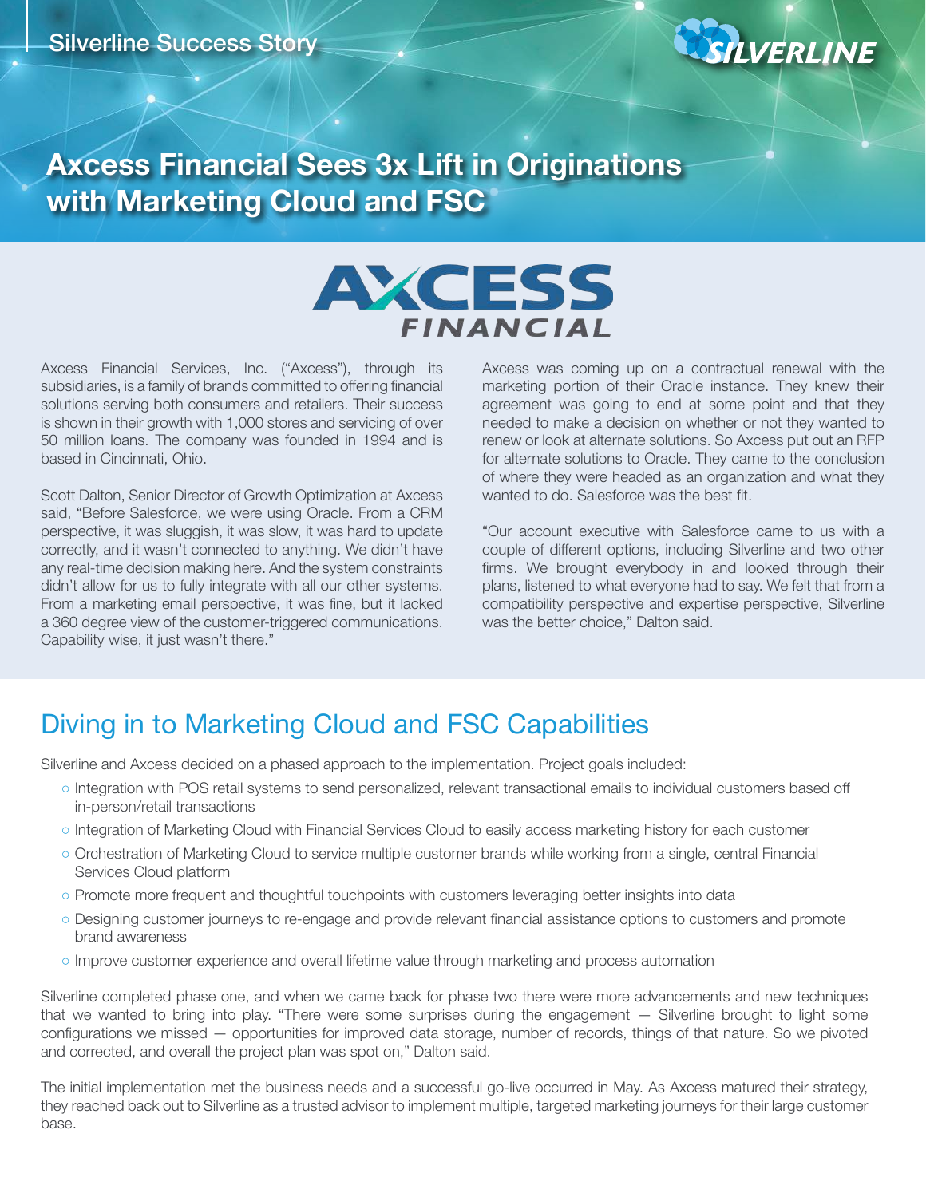Silverline Success Story

# Axcess Financial Sees 3x Lift in Originations with Marketing Cloud and FSC

Axcess Financial Services, Inc. ("Axcess"), through its subsidiaries, is a family of brands committed to offering financial solutions serving both consumers and retailers. Their success is shown in their growth with 1,000 stores and servicing of over 50 million loans. The company was founded in 1994 and is based in Cincinnati, Ohio.

Scott Dalton, Senior Director of Growth Optimization at Axcess said, "Before Salesforce, we were using Oracle. From a CRM perspective, it was sluggish, it was slow, it was hard to update correctly, and it wasn't connected to anything. We didn't have any real-time decision making here. And the system constraints didn't allow for us to fully integrate with all our other systems. From a marketing email perspective, it was fine, but it lacked a 360 degree view of the customer-triggered communications. Capability wise, it just wasn't there."

Axcess was coming up on a contractual renewal with the marketing portion of their Oracle instance. They knew their agreement was going to end at some point and that they needed to make a decision on whether or not they wanted to renew or look at alternate solutions. So Axcess put out an RFP for alternate solutions to Oracle. They came to the conclusion of where they were headed as an organization and what they wanted to do. Salesforce was the best fit.

"Our account executive with Salesforce came to us with a couple of different options, including Silverline and two other firms. We brought everybody in and looked through their plans, listened to what everyone had to say. We felt that from a compatibility perspective and expertise perspective, Silverline was the better choice," Dalton said.

## Diving in to Marketing Cloud and FSC Capabilities

Silverline and Axcess decided on a phased approach to the implementation. Project goals included:

- Integration with POS retail systems to send personalized, relevant transactional emails to individual customers based off in-person/retail transactions
- Integration of Marketing Cloud with Financial Services Cloud to easily access marketing history for each customer
- Orchestration of Marketing Cloud to service multiple customer brands while working from a single, central Financial Services Cloud platform
- Promote more frequent and thoughtful touchpoints with customers leveraging better insights into data
- Designing customer journeys to re-engage and provide relevant financial assistance options to customers and promote brand awareness
- Improve customer experience and overall lifetime value through marketing and process automation

Silverline completed phase one, and when we came back for phase two there were more advancements and new techniques that we wanted to bring into play. "There were some surprises during the engagement — Silverline brought to light some configurations we missed — opportunities for improved data storage, number of records, things of that nature. So we pivoted and corrected, and overall the project plan was spot on," Dalton said.

The initial implementation met the business needs and a successful go-live occurred in May. As Axcess matured their strategy, they reached back out to Silverline as a trusted advisor to implement multiple, targeted marketing journeys for their large customer base.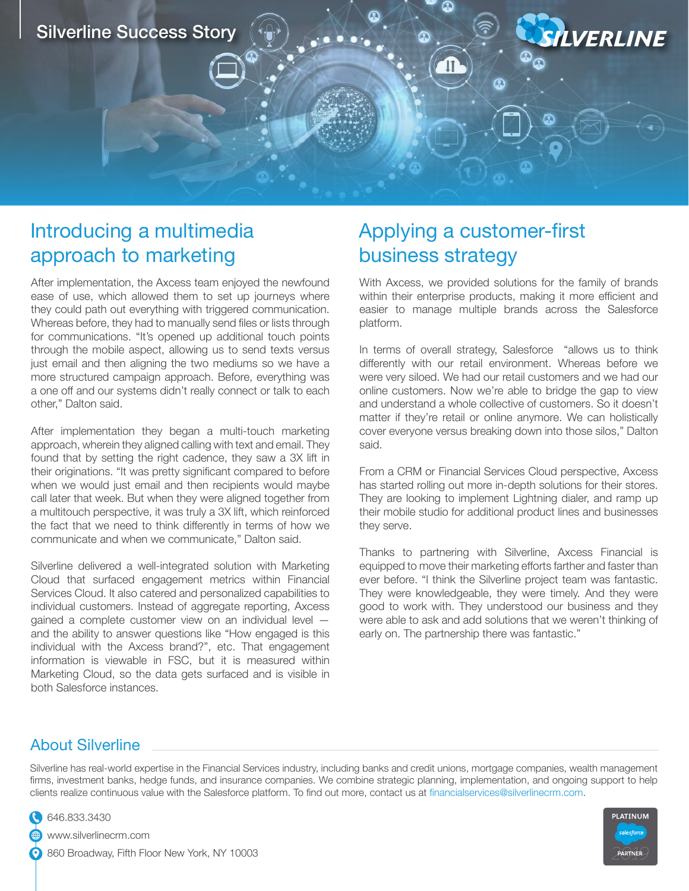Silverline Success Story

SILVERLINE

## Introducing a multimedia approach to marketing

After implementation, the Axcess team enjoyed the newfound ease of use, which allowed them to set up journeys where they could path out everything with triggered communication. Whereas before, they had to manually send files or lists through for communications. "It's opened up additional touch points through the mobile aspect, allowing us to send texts versus just email and then aligning the two mediums so we have a more structured campaign approach. Before, everything was a one off and our systems didn't really connect or talk to each other," Dalton said.

After implementation they began a multi-touch marketing approach, wherein they aligned calling with text and email. They found that by setting the right cadence, they saw a 3X lift in their originations. "It was pretty significant compared to before when we would just email and then recipients would maybe call later that week. But when they were aligned together from a multitouch perspective, it was truly a 3X lift, which reinforced the fact that we need to think differently in terms of how we communicate and when we communicate," Dalton said.

Silverline delivered a well-integrated solution with Marketing Cloud that surfaced engagement metrics within Financial Services Cloud. It also catered and personalized capabilities to individual customers. Instead of aggregate reporting, Axcess gained a complete customer view on an individual level — and the ability to answer questions like "How engaged is this individual with the Axcess brand?", etc. That engagement information is viewable in FSC, but it is measured within Marketing Cloud, so the data gets surfaced and is visible in both Salesforce instances.

## Applying a customer-first business strategy

With Axcess, we provided solutions for the family of brands within their enterprise products, making it more efficient and easier to manage multiple brands across the Salesforce platform.

In terms of overall strategy, Salesforce "allows us to think differently with our retail environment. Whereas before we were very siloed. We had our retail customers and we had our online customers. Now we're able to bridge the gap to view and understand a whole collective of customers. So it doesn't matter if they're retail or online anymore. We can holistically cover everyone versus breaking down into those silos," Dalton said.

From a CRM or Financial Services Cloud perspective, Axcess has started rolling out more in-depth solutions for their stores. They are looking to implement Lightning dialer, and ramp up their mobile studio for additional product lines and businesses they serve.

Thanks to partnering with Silverline, Axcess Financial is equipped to move their marketing efforts farther and faster than ever before. "I think the Silverline project team was fantastic. They were knowledgeable, they were timely. And they were good to work with. They understood our business and they were able to ask and add solutions that we weren't thinking of early on. The partnership there was fantastic."

## About Silverline

Silverline has real-world expertise in the Financial Services industry, including banks and credit unions, mortgage companies, wealth management firms, investment banks, hedge funds, and insurance companies. We combine strategic planning, implementation, and ongoing support to help clients realize continuous value with the Salesforce platform. To find out more, contact us at financialservices@silverlinecrm.com.

646.833.3430

www.silverlinecrm.com

860 Broadway, Fifth Floor New York, NY 10003

PLATINUM salesforce PARTNER 2019